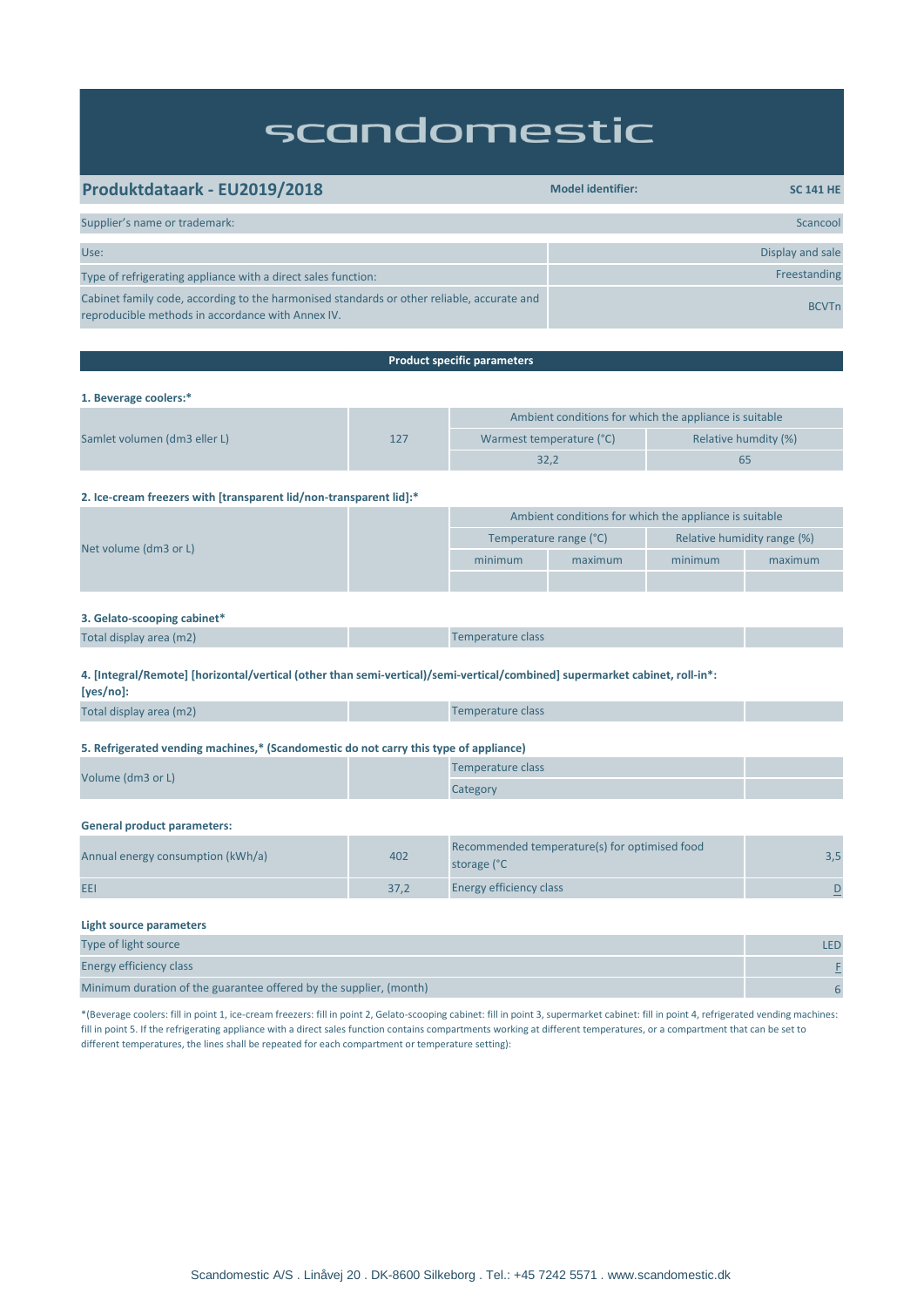# scandomestic

## Produktdataark - EU2019/2018

| Model identifier: | SC 141 HE |
|---|---|

| Supplier's name or trademark: | Scancool |
|---|---|
| Use: | Display and sale |
| Type of refrigerating appliance with a direct sales function: | Freestanding |
| Cabinet family code, according to the harmonised standards or other reliable, accurate and reproducible methods in accordance with Annex IV. | BCVTn |

### Product specific parameters

**1. Beverage coolers:***

| | | Ambient conditions for which the appliance is suitable | |
|---|---|---|---|
| | | Warmest temperature (°C) | Relative humdity (%) |
| Samlet volumen (dm3 eller L) | 127 | 32,2 | 65 |

**2. Ice-cream freezers with [transparent lid/non-transparent lid]:***

| | | Ambient conditions for which the appliance is suitable | | | |
|---|---|---|---|---|---|
| | | Temperature range (°C) | | Relative humidity range (%) | |
| | | minimum | maximum | minimum | maximum |
| Net volume (dm3 or L) | | | | | |

**3. Gelato-scooping cabinet***

| Total display area (m2) | | Temperature class | |
|---|---|---|---|

**4. [Integral/Remote] [horizontal/vertical (other than semi-vertical)/semi-vertical/combined] supermarket cabinet, roll-in*: [yes/no]:**

| Total display area (m2) | | Temperature class | |
|---|---|---|---|

**5. Refrigerated vending machines,* (Scandomestic do not carry this type of appliance)**

| | | | |
|---|---|---|---|
| Volume (dm3 or L) | | Temperature class | |
| | | Category | |

**General product parameters:**

| | | | |
|---|---|---|---|
| Annual energy consumption (kWh/a) | 402 | Recommended temperature(s) for optimised food storage (°C | 3,5 |
| EEI | 37,2 | Energy efficiency class | D |

**Light source parameters**

| | |
|---|---|
| Type of light source | LED |
| Energy efficiency class | F |
| Minimum duration of the guarantee offered by the supplier, (month) | 6 |

*(Beverage coolers: fill in point 1, ice-cream freezers: fill in point 2, Gelato-scooping cabinet: fill in point 3, supermarket cabinet: fill in point 4, refrigerated vending machines: fill in point 5. If the refrigerating appliance with a direct sales function contains compartments working at different temperatures, or a compartment that can be set to different temperatures, the lines shall be repeated for each compartment or temperature setting):

Scandomestic A/S . Linåvej 20 . DK-8600 Silkeborg . Tel.: +45 7242 5571 . www.scandomestic.dk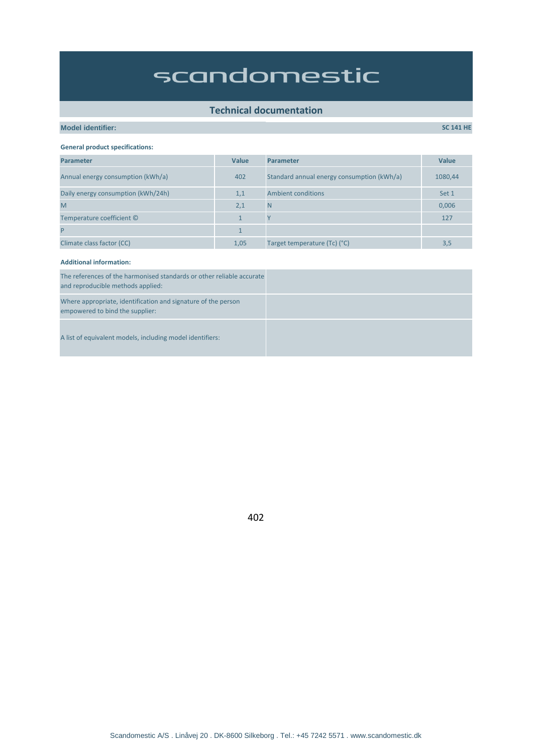# scandomestic

## Technical documentation

**Model identifier:** **SC 141 HE**

**General product specifications:**

| Parameter | Value | Parameter | Value |
|---|---|---|---|
| Annual energy consumption (kWh/a) | 402 | Standard annual energy consumption (kWh/a) | 1080,44 |
| Daily energy consumption (kWh/24h) | 1,1 | Ambient conditions | Set 1 |
| M | 2,1 | N | 0,006 |
| Temperature coefficient © | 1 | Y | 127 |
| P | 1 | | |
| Climate class factor (CC) | 1,05 | Target temperature (Tc) (°C) | 3,5 |

**Additional information:**

| | |
|---|---|
| The references of the harmonised standards or other reliable accurate and reproducible methods applied: | |
| Where appropriate, identification and signature of the person empowered to bind the supplier: | |
| A list of equivalent models, including model identifiers: | |

402

Scandomestic A/S . Linåvej 20 . DK-8600 Silkeborg . Tel.: +45 7242 5571 . www.scandomestic.dk